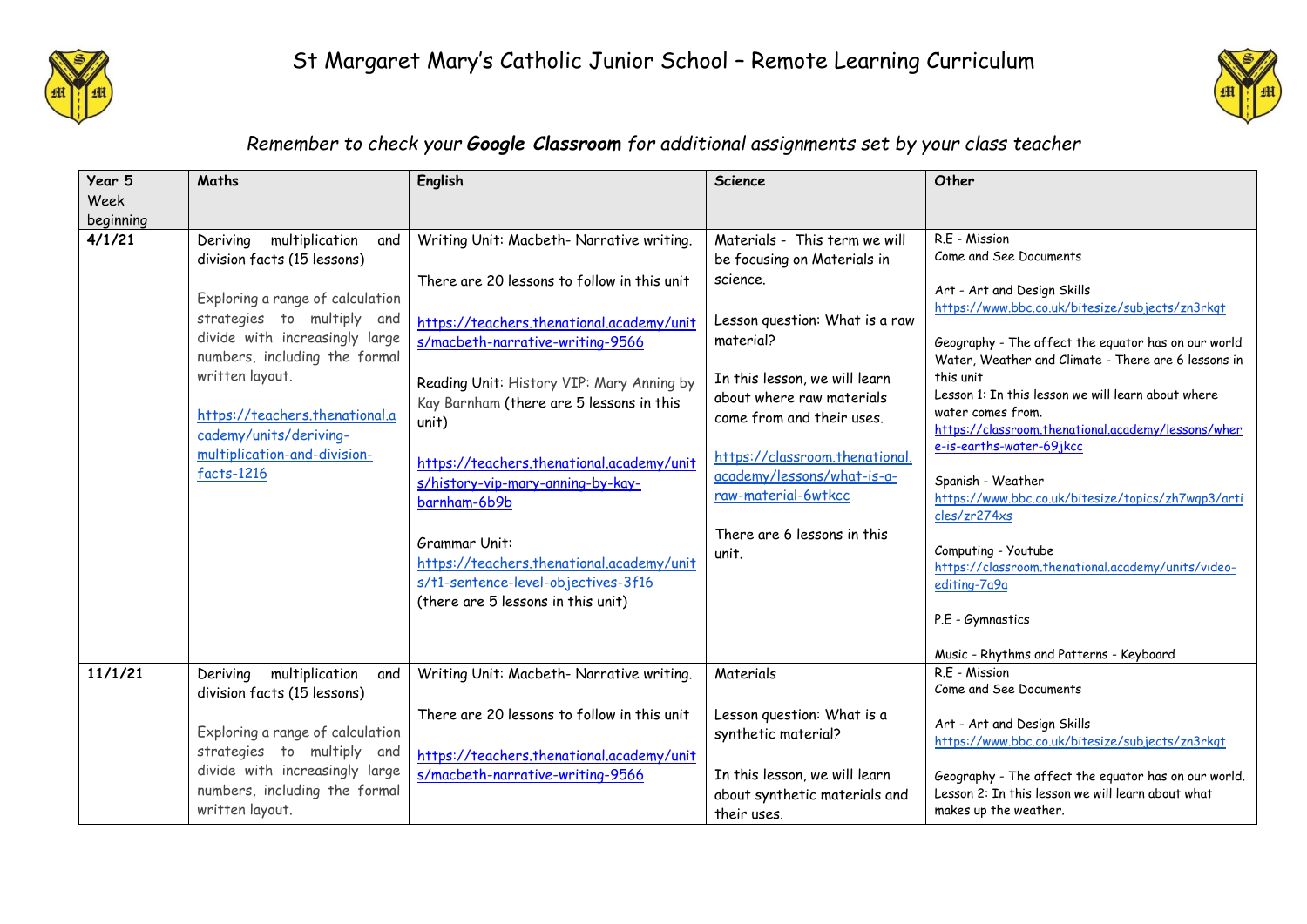# St Margaret Mary's Catholic Junior School – Remote Learning Curriculum

*Remember to check your **Google Classroom** for additional assignments set by your class teacher*

| Year 5 Week beginning | Maths | English | Science | Other |
|---|---|---|---|---|
| **4/1/21** | Deriving multiplication and division facts (15 lessons)<br><br>Exploring a range of calculation strategies to multiply and divide with increasingly large numbers, including the formal written layout.<br><br>https://teachers.thenational.academy/units/deriving-multiplication-and-division-facts-1216 | Writing Unit: Macbeth- Narrative writing.<br><br>There are 20 lessons to follow in this unit<br><br>https://teachers.thenational.academy/units/macbeth-narrative-writing-9566<br><br>Reading Unit: History VIP: Mary Anning by Kay Barnham (there are 5 lessons in this unit)<br><br>https://teachers.thenational.academy/units/history-vip-mary-anning-by-kay-barnham-6b9b<br><br>Grammar Unit:<br>https://teachers.thenational.academy/units/t1-sentence-level-objectives-3f16<br>(there are 5 lessons in this unit) | Materials - This term we will be focusing on Materials in science.<br><br>Lesson question: What is a raw material?<br><br>In this lesson, we will learn about where raw materials come from and their uses.<br><br>https://classroom.thenational.academy/lessons/what-is-a-raw-material-6wtkcc<br><br>There are 6 lessons in this unit. | R.E - Mission<br>Come and See Documents<br><br>Art - Art and Design Skills<br>https://www.bbc.co.uk/bitesize/subjects/zn3rkqt<br><br>Geography - The affect the equator has on our world<br>Water, Weather and Climate - There are 6 lessons in this unit<br>Lesson 1: In this lesson we will learn about where water comes from.<br>https://classroom.thenational.academy/lessons/where-is-earths-water-69jkcc<br><br>Spanish - Weather<br>https://www.bbc.co.uk/bitesize/topics/zh7wqp3/articles/zr274xs<br><br>Computing - Youtube<br>https://classroom.thenational.academy/units/video-editing-7a9a<br><br>P.E - Gymnastics<br><br>Music - Rhythms and Patterns - Keyboard |
| **11/1/21** | Deriving multiplication and division facts (15 lessons)<br><br>Exploring a range of calculation strategies to multiply and divide with increasingly large numbers, including the formal written layout. | Writing Unit: Macbeth- Narrative writing.<br><br>There are 20 lessons to follow in this unit<br><br>https://teachers.thenational.academy/units/macbeth-narrative-writing-9566 | Materials<br><br>Lesson question: What is a synthetic material?<br><br>In this lesson, we will learn about synthetic materials and their uses. | R.E - Mission<br>Come and See Documents<br><br>Art - Art and Design Skills<br>https://www.bbc.co.uk/bitesize/subjects/zn3rkqt<br><br>Geography - The affect the equator has on our world.<br>Lesson 2: In this lesson we will learn about what makes up the weather. |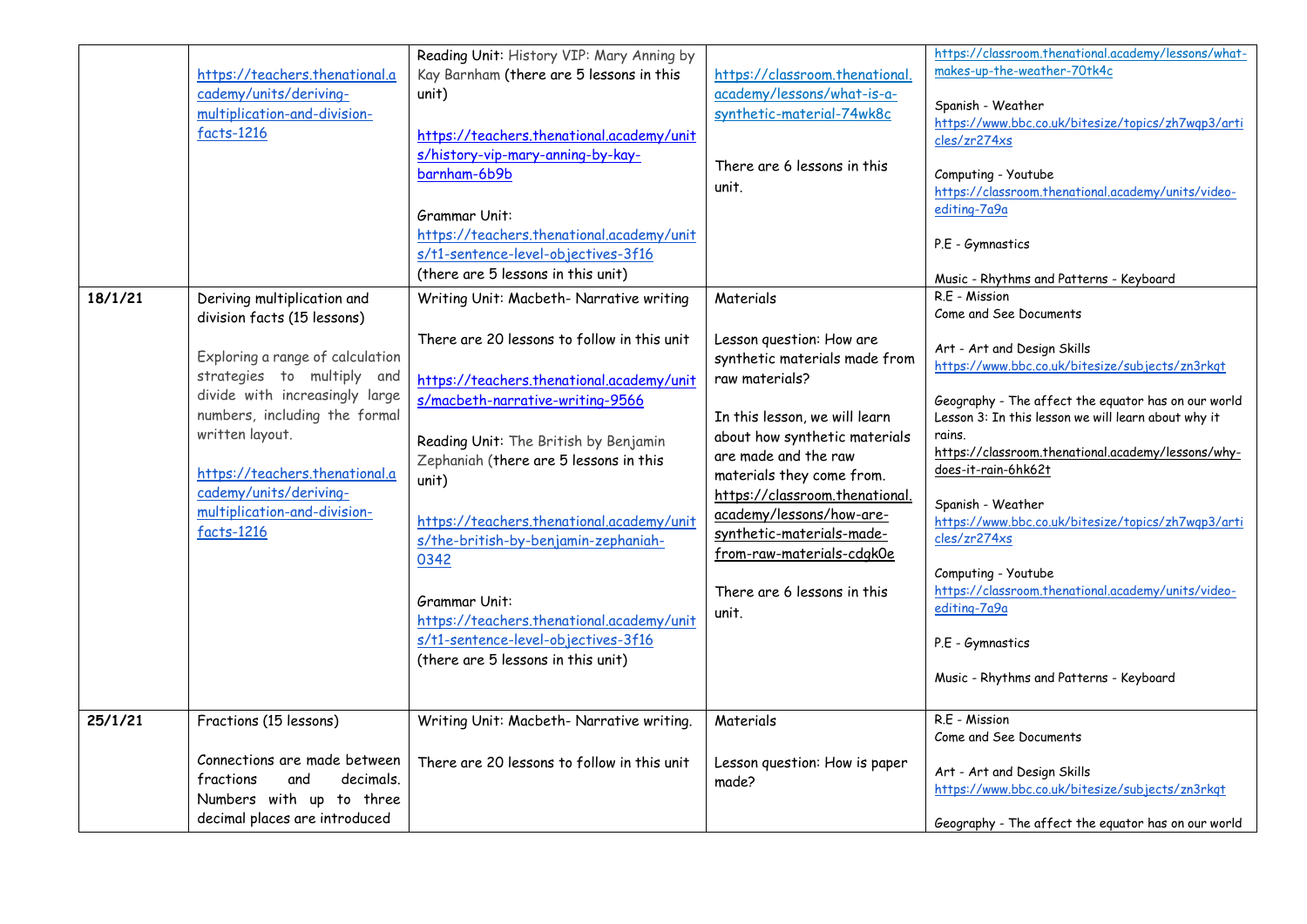| | | | | |
|---|---|---|---|---|
| | https://teachers.thenational.academy/units/deriving-multiplication-and-division-facts-1216 | Reading Unit: History VIP: Mary Anning by Kay Barnham (there are 5 lessons in this unit)<br><br>https://teachers.thenational.academy/units/history-vip-mary-anning-by-kay-barnham-6b9b<br><br>Grammar Unit:<br>https://teachers.thenational.academy/units/t1-sentence-level-objectives-3f16<br>(there are 5 lessons in this unit) | https://classroom.thenational.academy/lessons/what-is-a-synthetic-material-74wk8c<br><br>There are 6 lessons in this unit. | https://classroom.thenational.academy/lessons/what-makes-up-the-weather-70tk4c<br><br>Spanish - Weather<br>https://www.bbc.co.uk/bitesize/topics/zh7wqp3/articles/zr274xs<br><br>Computing - Youtube<br>https://classroom.thenational.academy/units/video-editing-7a9a<br><br>P.E - Gymnastics<br><br>Music - Rhythms and Patterns - Keyboard |
| **18/1/21** | Deriving multiplication and division facts (15 lessons)<br><br>Exploring a range of calculation strategies to multiply and divide with increasingly large numbers, including the formal written layout.<br><br>https://teachers.thenational.academy/units/deriving-multiplication-and-division-facts-1216 | Writing Unit: Macbeth- Narrative writing<br><br>There are 20 lessons to follow in this unit<br><br>https://teachers.thenational.academy/units/macbeth-narrative-writing-9566<br><br>Reading Unit: The British by Benjamin Zephaniah (there are 5 lessons in this unit)<br><br>https://teachers.thenational.academy/units/the-british-by-benjamin-zephaniah-0342<br><br>Grammar Unit:<br>https://teachers.thenational.academy/units/t1-sentence-level-objectives-3f16<br>(there are 5 lessons in this unit) | Materials<br><br>Lesson question: How are synthetic materials made from raw materials?<br><br>In this lesson, we will learn about how synthetic materials are made and the raw materials they come from.<br>https://classroom.thenational.academy/lessons/how-are-synthetic-materials-made-from-raw-materials-cdgk0e<br><br>There are 6 lessons in this unit. | R.E - Mission<br>Come and See Documents<br><br>Art - Art and Design Skills<br>https://www.bbc.co.uk/bitesize/subjects/zn3rkqt<br><br>Geography - The affect the equator has on our world<br>Lesson 3: In this lesson we will learn about why it rains.<br>https://classroom.thenational.academy/lessons/why-does-it-rain-6hk62t<br><br>Spanish - Weather<br>https://www.bbc.co.uk/bitesize/topics/zh7wqp3/articles/zr274xs<br><br>Computing - Youtube<br>https://classroom.thenational.academy/units/video-editing-7a9a<br><br>P.E - Gymnastics<br><br>Music - Rhythms and Patterns - Keyboard |
| **25/1/21** | Fractions (15 lessons)<br><br>Connections are made between fractions and decimals. Numbers with up to three decimal places are introduced | Writing Unit: Macbeth- Narrative writing.<br><br>There are 20 lessons to follow in this unit | Materials<br><br>Lesson question: How is paper made? | R.E - Mission<br>Come and See Documents<br><br>Art - Art and Design Skills<br>https://www.bbc.co.uk/bitesize/subjects/zn3rkqt<br><br>Geography - The affect the equator has on our world |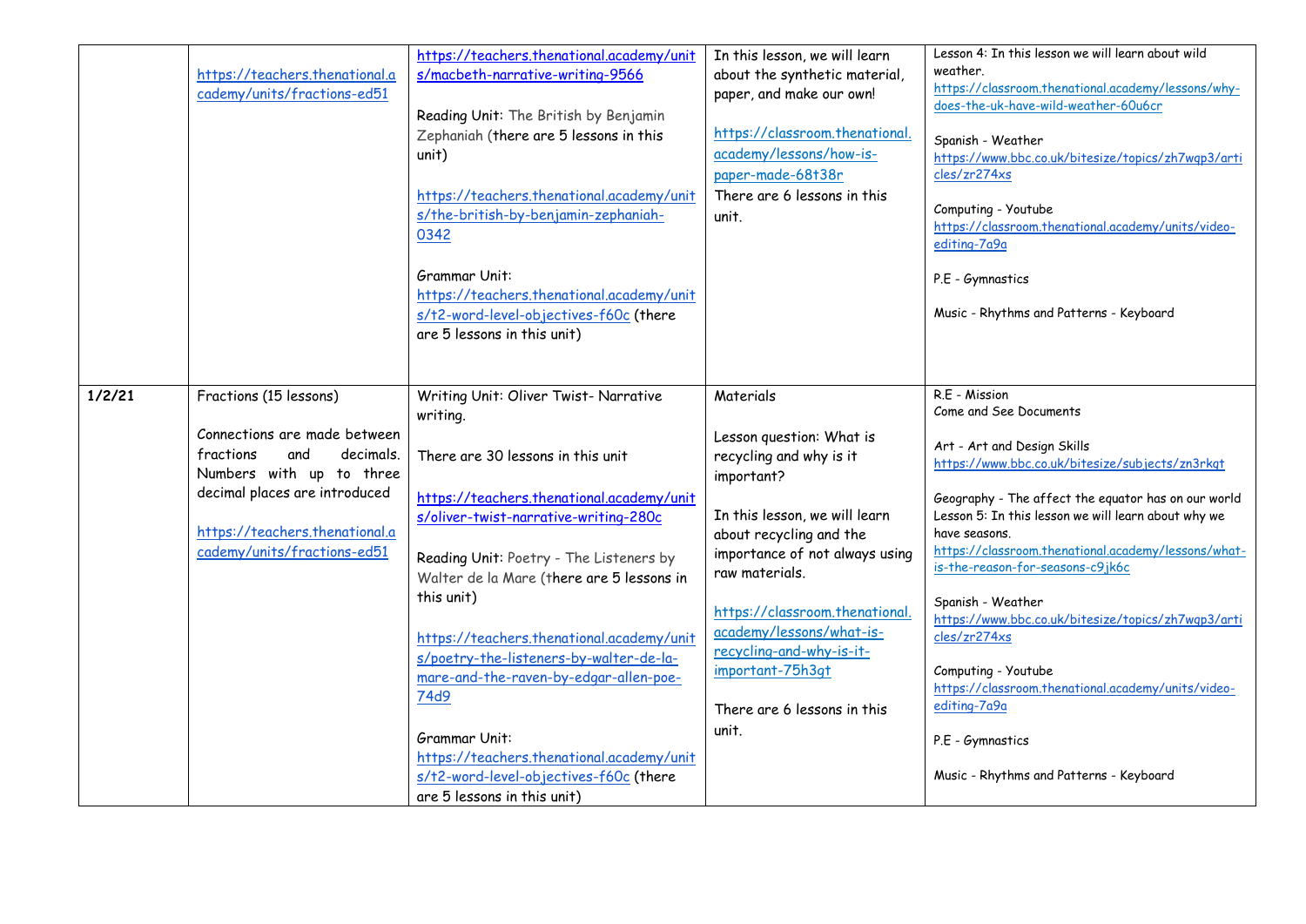|  |  |  |  |  |
|---|---|---|---|---|
|  | https://teachers.thenational.academy/units/fractions-ed51 | https://teachers.thenational.academy/units/macbeth-narrative-writing-9566<br><br>Reading Unit: The British by Benjamin Zephaniah (there are 5 lessons in this unit)<br><br>https://teachers.thenational.academy/units/the-british-by-benjamin-zephaniah-0342<br><br>Grammar Unit: https://teachers.thenational.academy/units/t2-word-level-objectives-f60c (there are 5 lessons in this unit) | In this lesson, we will learn about the synthetic material, paper, and make our own!<br><br>https://classroom.thenational.academy/lessons/how-is-paper-made-68t38r<br>There are 6 lessons in this unit. | Lesson 4: In this lesson we will learn about wild weather.<br>https://classroom.thenational.academy/lessons/why-does-the-uk-have-wild-weather-60u6cr<br><br>Spanish - Weather<br>https://www.bbc.co.uk/bitesize/topics/zh7wqp3/articles/zr274xs<br><br>Computing - Youtube<br>https://classroom.thenational.academy/units/video-editing-7a9a<br><br>P.E - Gymnastics<br><br>Music - Rhythms and Patterns - Keyboard |
| **1/2/21** | Fractions (15 lessons)<br><br>Connections are made between fractions and decimals. Numbers with up to three decimal places are introduced<br><br>https://teachers.thenational.academy/units/fractions-ed51 | Writing Unit: Oliver Twist- Narrative writing.<br><br>There are 30 lessons in this unit<br><br>https://teachers.thenational.academy/units/oliver-twist-narrative-writing-280c<br><br>Reading Unit: Poetry - The Listeners by Walter de la Mare (there are 5 lessons in this unit)<br><br>https://teachers.thenational.academy/units/poetry-the-listeners-by-walter-de-la-mare-and-the-raven-by-edgar-allen-poe-74d9<br><br>Grammar Unit: https://teachers.thenational.academy/units/t2-word-level-objectives-f60c (there are 5 lessons in this unit) | Materials<br><br>Lesson question: What is recycling and why is it important?<br><br>In this lesson, we will learn about recycling and the importance of not always using raw materials.<br><br>https://classroom.thenational.academy/lessons/what-is-recycling-and-why-is-it-important-75h3gt<br><br>There are 6 lessons in this unit. | R.E - Mission<br>Come and See Documents<br><br>Art - Art and Design Skills<br>https://www.bbc.co.uk/bitesize/subjects/zn3rkqt<br><br>Geography - The affect the equator has on our world<br>Lesson 5: In this lesson we will learn about why we have seasons.<br>https://classroom.thenational.academy/lessons/what-is-the-reason-for-seasons-c9jk6c<br><br>Spanish - Weather<br>https://www.bbc.co.uk/bitesize/topics/zh7wqp3/articles/zr274xs<br><br>Computing - Youtube<br>https://classroom.thenational.academy/units/video-editing-7a9a<br><br>P.E - Gymnastics<br><br>Music - Rhythms and Patterns - Keyboard |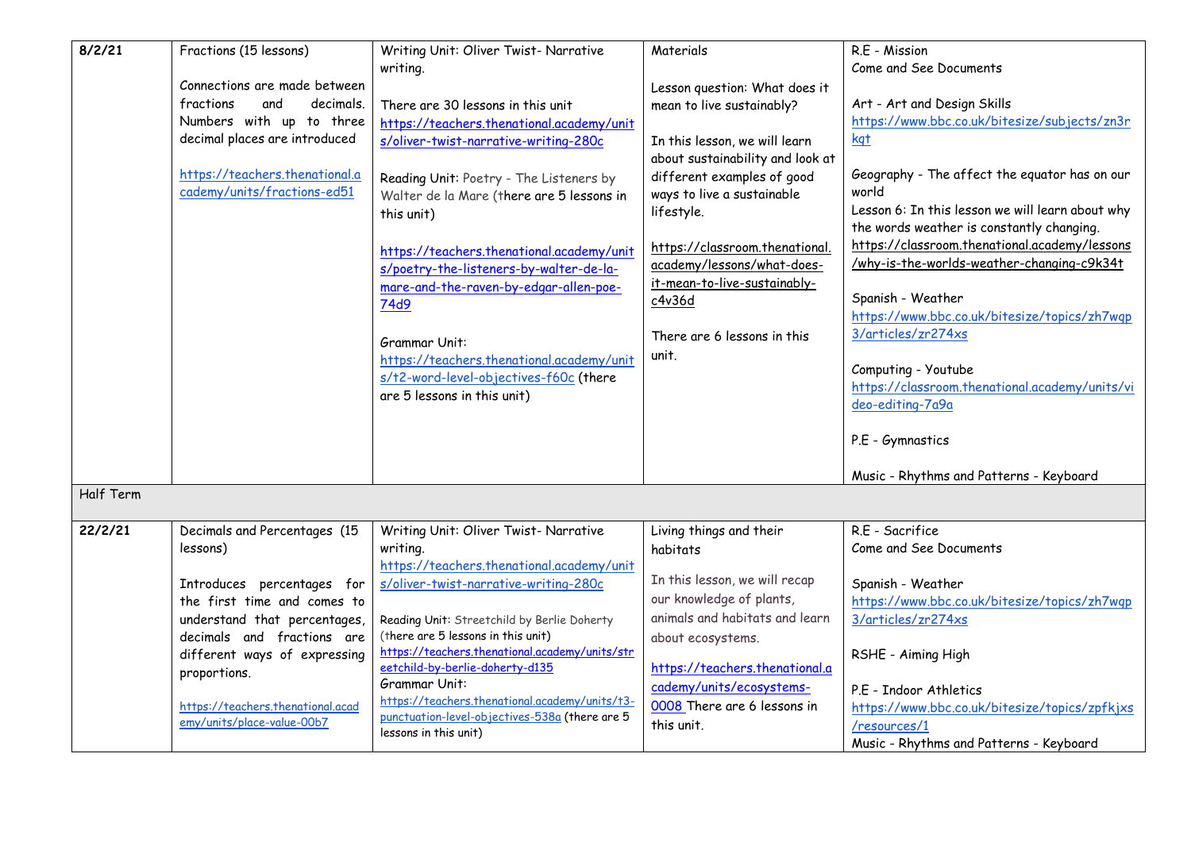| 8/2/21 | Fractions (15 lessons)<br><br>Connections are made between fractions and decimals. Numbers with up to three decimal places are introduced<br><br>https://teachers.thenational.academy/units/fractions-ed51 | Writing Unit: Oliver Twist- Narrative writing.<br><br>There are 30 lessons in this unit<br>https://teachers.thenational.academy/units/oliver-twist-narrative-writing-280c<br><br>Reading Unit: Poetry - The Listeners by Walter de la Mare (there are 5 lessons in this unit)<br><br>https://teachers.thenational.academy/units/poetry-the-listeners-by-walter-de-la-mare-and-the-raven-by-edgar-allen-poe-74d9<br><br>Grammar Unit:<br>https://teachers.thenational.academy/units/t2-word-level-objectives-f60c (there are 5 lessons in this unit) | Materials<br><br>Lesson question: What does it mean to live sustainably?<br><br>In this lesson, we will learn about sustainability and look at different examples of good ways to live a sustainable lifestyle.<br><br>https://classroom.thenational.academy/lessons/what-does-it-mean-to-live-sustainably-c4v36d<br><br>There are 6 lessons in this unit. | R.E - Mission<br>Come and See Documents<br><br>Art - Art and Design Skills<br>https://www.bbc.co.uk/bitesize/subjects/zn3rkqt<br><br>Geography - The affect the equator has on our world<br>Lesson 6: In this lesson we will learn about why the words weather is constantly changing.<br>https://classroom.thenational.academy/lessons/why-is-the-worlds-weather-changing-c9k34t<br><br>Spanish - Weather<br>https://www.bbc.co.uk/bitesize/topics/zh7wqp3/articles/zr274xs<br><br>Computing - Youtube<br>https://classroom.thenational.academy/units/video-editing-7a9a<br><br>P.E - Gymnastics<br><br>Music - Rhythms and Patterns - Keyboard |
|---|---|---|---|---|
| Half Term | | | | |
| 22/2/21 | Decimals and Percentages (15 lessons)<br><br>Introduces percentages for the first time and comes to understand that percentages, decimals and fractions are different ways of expressing proportions.<br><br>https://teachers.thenational.academy/units/place-value-00b7 | Writing Unit: Oliver Twist- Narrative writing.<br>https://teachers.thenational.academy/units/oliver-twist-narrative-writing-280c<br><br>Reading Unit: Streetchild by Berlie Doherty (there are 5 lessons in this unit)<br>https://teachers.thenational.academy/units/streetchild-by-berlie-doherty-d135<br>Grammar Unit:<br>https://teachers.thenational.academy/units/t3-punctuation-level-objectives-538a (there are 5 lessons in this unit) | Living things and their habitats<br><br>In this lesson, we will recap our knowledge of plants, animals and habitats and learn about ecosystems.<br><br>https://teachers.thenational.academy/units/ecosystems-0008 There are 6 lessons in this unit. | R.E - Sacrifice<br>Come and See Documents<br><br>Spanish - Weather<br>https://www.bbc.co.uk/bitesize/topics/zh7wqp3/articles/zr274xs<br><br>RSHE - Aiming High<br><br>P.E - Indoor Athletics<br>https://www.bbc.co.uk/bitesize/topics/zpfkjxs/resources/1<br>Music - Rhythms and Patterns - Keyboard |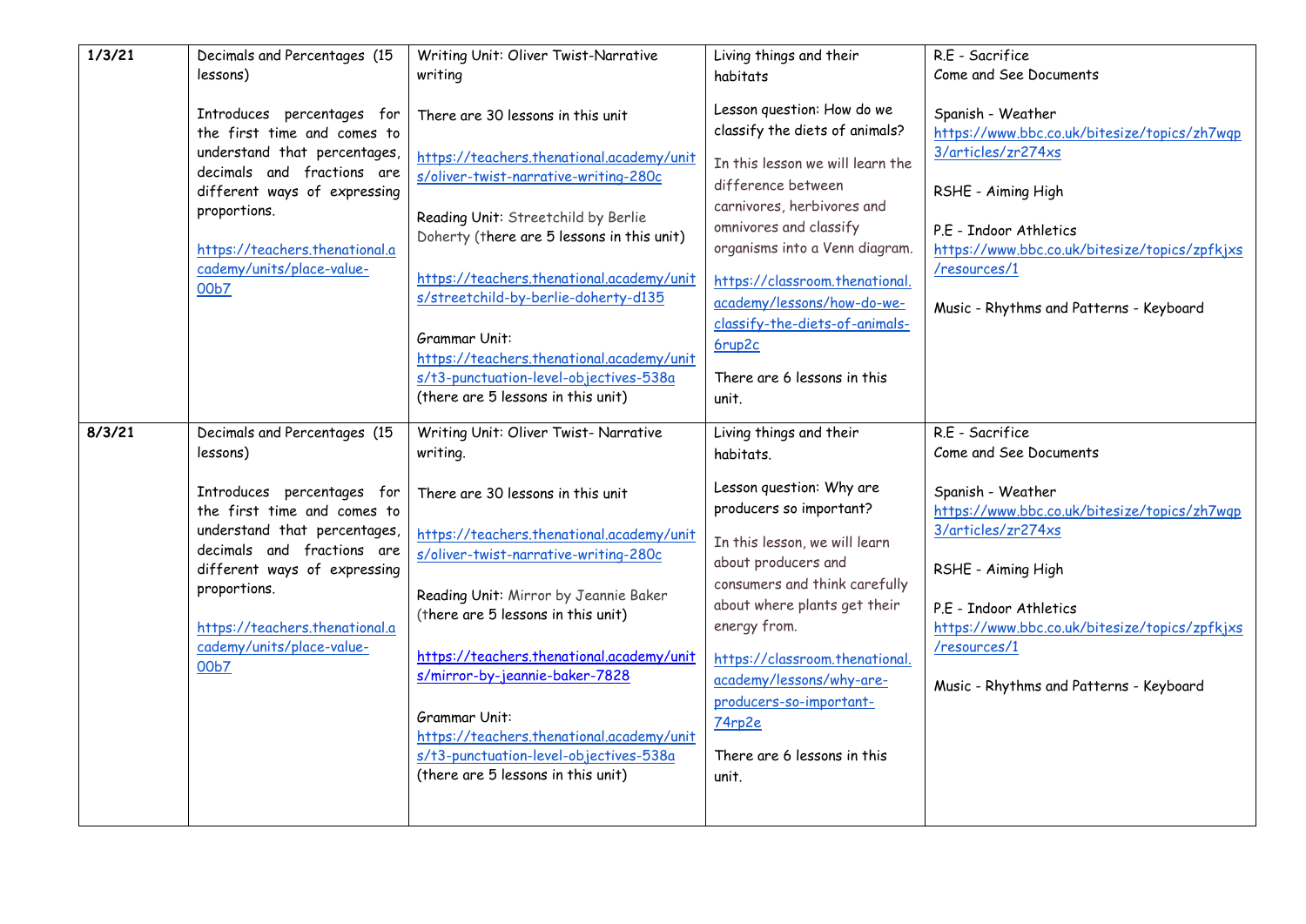| | | | | |
|---|---|---|---|---|
| **1/3/21** | Decimals and Percentages (15 lessons)<br><br>Introduces percentages for the first time and comes to understand that percentages, decimals and fractions are different ways of expressing proportions.<br><br>https://teachers.thenational.academy/units/place-value-00b7 | Writing Unit: Oliver Twist-Narrative writing<br><br>There are 30 lessons in this unit<br><br>https://teachers.thenational.academy/units/oliver-twist-narrative-writing-280c<br><br>Reading Unit: Streetchild by Berlie Doherty (there are 5 lessons in this unit)<br><br>https://teachers.thenational.academy/units/streetchild-by-berlie-doherty-d135<br><br>Grammar Unit:<br>https://teachers.thenational.academy/units/t3-punctuation-level-objectives-538a<br>(there are 5 lessons in this unit) | Living things and their habitats<br><br>Lesson question: How do we classify the diets of animals?<br><br>In this lesson we will learn the difference between carnivores, herbivores and omnivores and classify organisms into a Venn diagram.<br><br>https://classroom.thenational.academy/lessons/how-do-we-classify-the-diets-of-animals-6rup2c<br><br>There are 6 lessons in this unit. | R.E - Sacrifice<br>Come and See Documents<br><br>Spanish - Weather<br>https://www.bbc.co.uk/bitesize/topics/zh7wqp3/articles/zr274xs<br><br>RSHE - Aiming High<br><br>P.E - Indoor Athletics<br>https://www.bbc.co.uk/bitesize/topics/zpfkjxs/resources/1<br><br>Music - Rhythms and Patterns - Keyboard |
| **8/3/21** | Decimals and Percentages (15 lessons)<br><br>Introduces percentages for the first time and comes to understand that percentages, decimals and fractions are different ways of expressing proportions.<br><br>https://teachers.thenational.academy/units/place-value-00b7 | Writing Unit: Oliver Twist- Narrative writing.<br><br>There are 30 lessons in this unit<br><br>https://teachers.thenational.academy/units/oliver-twist-narrative-writing-280c<br><br>Reading Unit: Mirror by Jeannie Baker (there are 5 lessons in this unit)<br><br>https://teachers.thenational.academy/units/mirror-by-jeannie-baker-7828<br><br>Grammar Unit:<br>https://teachers.thenational.academy/units/t3-punctuation-level-objectives-538a<br>(there are 5 lessons in this unit) | Living things and their habitats.<br><br>Lesson question: Why are producers so important?<br><br>In this lesson, we will learn about producers and consumers and think carefully about where plants get their energy from.<br><br>https://classroom.thenational.academy/lessons/why-are-producers-so-important-74rp2e<br><br>There are 6 lessons in this unit. | R.E - Sacrifice<br>Come and See Documents<br><br>Spanish - Weather<br>https://www.bbc.co.uk/bitesize/topics/zh7wqp3/articles/zr274xs<br><br>RSHE - Aiming High<br><br>P.E - Indoor Athletics<br>https://www.bbc.co.uk/bitesize/topics/zpfkjxs/resources/1<br><br>Music - Rhythms and Patterns - Keyboard |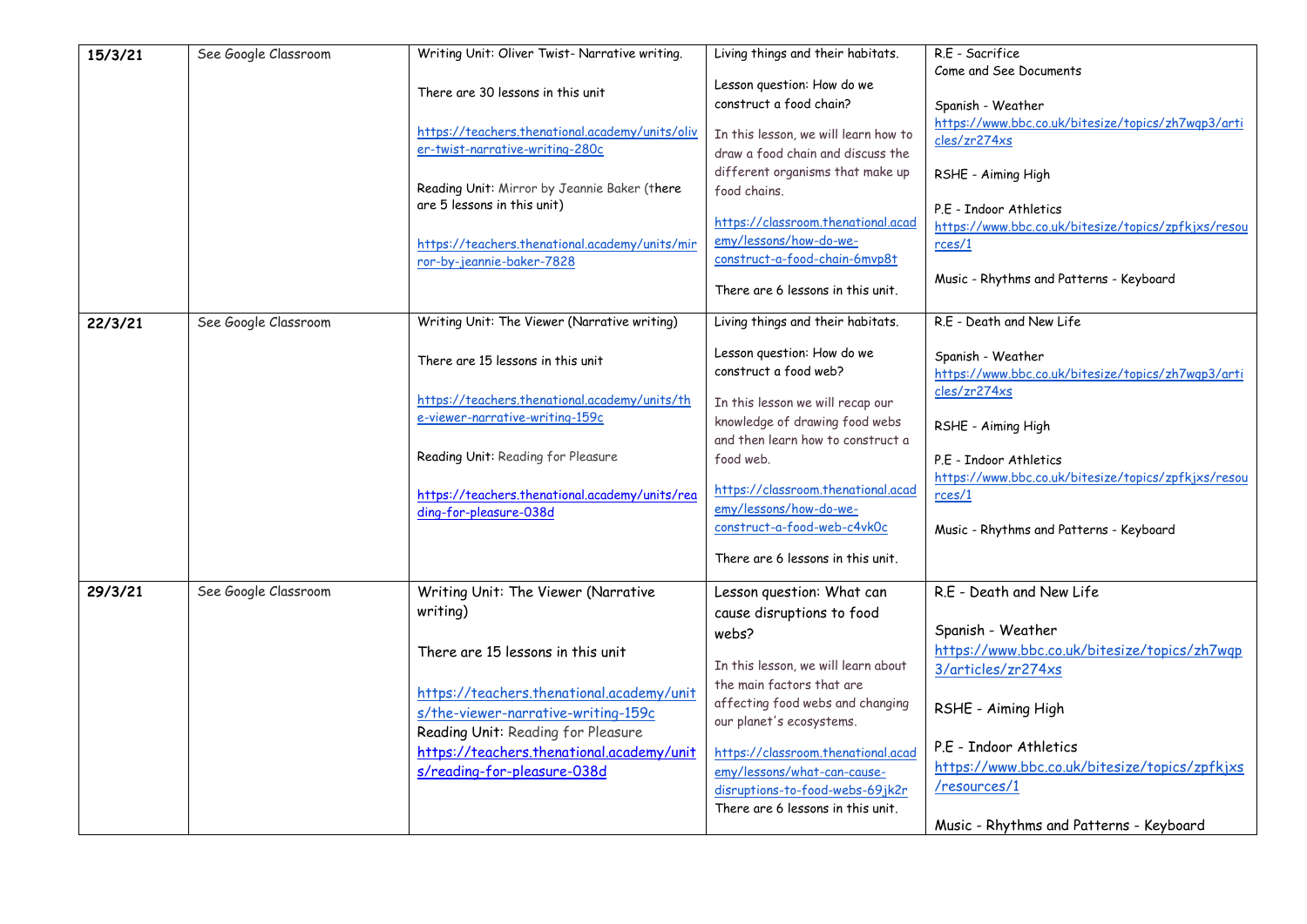| | | | | |
|---|---|---|---|---|
| **15/3/21** | See Google Classroom | Writing Unit: Oliver Twist- Narrative writing.<br><br>There are 30 lessons in this unit<br><br>https://teachers.thenational.academy/units/oliver-twist-narrative-writing-280c<br><br>Reading Unit: Mirror by Jeannie Baker (there are 5 lessons in this unit)<br><br>https://teachers.thenational.academy/units/mirror-by-jeannie-baker-7828 | Living things and their habitats.<br><br>Lesson question: How do we construct a food chain?<br><br>In this lesson, we will learn how to draw a food chain and discuss the different organisms that make up food chains.<br><br>https://classroom.thenational.academy/lessons/how-do-we-construct-a-food-chain-6mvp8t<br><br>There are 6 lessons in this unit. | R.E - Sacrifice<br>Come and See Documents<br><br>Spanish - Weather<br>https://www.bbc.co.uk/bitesize/topics/zh7wqp3/articles/zr274xs<br><br>RSHE - Aiming High<br><br>P.E - Indoor Athletics<br>https://www.bbc.co.uk/bitesize/topics/zpfkjxs/resources/1<br><br>Music - Rhythms and Patterns - Keyboard |
| **22/3/21** | See Google Classroom | Writing Unit: The Viewer (Narrative writing)<br><br>There are 15 lessons in this unit<br><br>https://teachers.thenational.academy/units/the-viewer-narrative-writing-159c<br><br>Reading Unit: Reading for Pleasure<br><br>https://teachers.thenational.academy/units/reading-for-pleasure-038d | Living things and their habitats.<br><br>Lesson question: How do we construct a food web?<br><br>In this lesson we will recap our knowledge of drawing food webs and then learn how to construct a food web.<br><br>https://classroom.thenational.academy/lessons/how-do-we-construct-a-food-web-c4vk0c<br><br>There are 6 lessons in this unit. | R.E - Death and New Life<br><br>Spanish - Weather<br>https://www.bbc.co.uk/bitesize/topics/zh7wqp3/articles/zr274xs<br><br>RSHE - Aiming High<br><br>P.E - Indoor Athletics<br>https://www.bbc.co.uk/bitesize/topics/zpfkjxs/resources/1<br><br>Music - Rhythms and Patterns - Keyboard |
| **29/3/21** | See Google Classroom | Writing Unit: The Viewer (Narrative writing)<br><br>There are 15 lessons in this unit<br><br>https://teachers.thenational.academy/units/the-viewer-narrative-writing-159c<br>Reading Unit: Reading for Pleasure<br>https://teachers.thenational.academy/units/reading-for-pleasure-038d | Lesson question: What can cause disruptions to food webs?<br><br>In this lesson, we will learn about the main factors that are affecting food webs and changing our planet's ecosystems.<br><br>https://classroom.thenational.academy/lessons/what-can-cause-disruptions-to-food-webs-69jk2r<br>There are 6 lessons in this unit. | R.E - Death and New Life<br><br>Spanish - Weather<br>https://www.bbc.co.uk/bitesize/topics/zh7wqp3/articles/zr274xs<br><br>RSHE - Aiming High<br><br>P.E - Indoor Athletics<br>https://www.bbc.co.uk/bitesize/topics/zpfkjxs/resources/1<br><br>Music - Rhythms and Patterns - Keyboard |